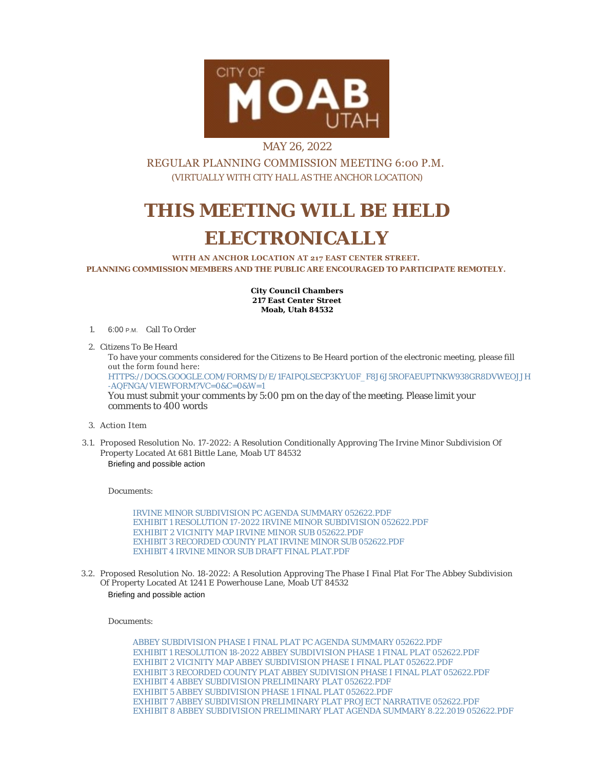CITY OF MOAB UTAH

MAY 26, 2022

REGULAR PLANNING COMMISSION MEETING 6:00 P.M.

(VIRTUALLY WITH CITY HALL AS THE ANCHOR LOCATION)

# THIS MEETING WILL BE HELD ELECTRONICALLY

**WITH AN ANCHOR LOCATION AT 217 EAST CENTER STREET.**
**PLANNING COMMISSION MEMBERS AND THE PUBLIC ARE ENCOURAGED TO PARTICIPATE REMOTELY.**

**City Council Chambers**
**217 East Center Street**
**Moab, Utah 84532**

1. 6:00 P.M. Call To Order

2. Citizens To Be Heard

   To have your comments considered for the Citizens to Be Heard portion of the electronic meeting, please fill out the form found here:
   HTTPS://DOCS.GOOGLE.COM/FORMS/D/E/1FAIPQLSECP3KYU0F_F8J6J5ROFAEUPTNKW938GR8DVWEOJJH-AQFNGA/VIEWFORM?VC=0&C=0&W=1
   You must submit your comments by 5:00 pm on the day of the meeting. Please limit your comments to 400 words

3. Action Item

3.1. Proposed Resolution No. 17-2022: A Resolution Conditionally Approving The Irvine Minor Subdivision Of Property Located At 681 Bittle Lane, Moab UT 84532

   Briefing and possible action

   Documents:

   IRVINE MINOR SUBDIVISION PC AGENDA SUMMARY 052622.PDF
   EXHIBIT 1 RESOLUTION 17-2022 IRVINE MINOR SUBDIVISION 052622.PDF
   EXHIBIT 2 VICINITY MAP IRVINE MINOR SUB 052622.PDF
   EXHIBIT 3 RECORDED COUNTY PLAT IRVINE MINOR SUB 052622.PDF
   EXHIBIT 4 IRVINE MINOR SUB DRAFT FINAL PLAT.PDF

3.2. Proposed Resolution No. 18-2022: A Resolution Approving The Phase I Final Plat For The Abbey Subdivision Of Property Located At 1241 E Powerhouse Lane, Moab UT 84532

   Briefing and possible action

   Documents:

   ABBEY SUBDIVISION PHASE I FINAL PLAT PC AGENDA SUMMARY 052622.PDF
   EXHIBIT 1 RESOLUTION 18-2022 ABBEY SUBDIVISION PHASE 1 FINAL PLAT 052622.PDF
   EXHIBIT 2 VICINITY MAP ABBEY SUBDIVISION PHASE I FINAL PLAT 052622.PDF
   EXHIBIT 3 RECORDED COUNTY PLAT ABBEY SUDIVISION PHASE I FINAL PLAT 052622.PDF
   EXHIBIT 4 ABBEY SUBDIVISION PRELIMINARY PLAT 052622.PDF
   EXHIBIT 5 ABBEY SUBDIVISION PHASE 1 FINAL PLAT 052622.PDF
   EXHIBIT 7 ABBEY SUBDIVISION PRELIMINARY PLAT PROJECT NARRATIVE 052622.PDF
   EXHIBIT 8 ABBEY SUBDIVISION PRELIMINARY PLAT AGENDA SUMMARY 8.22.2019 052622.PDF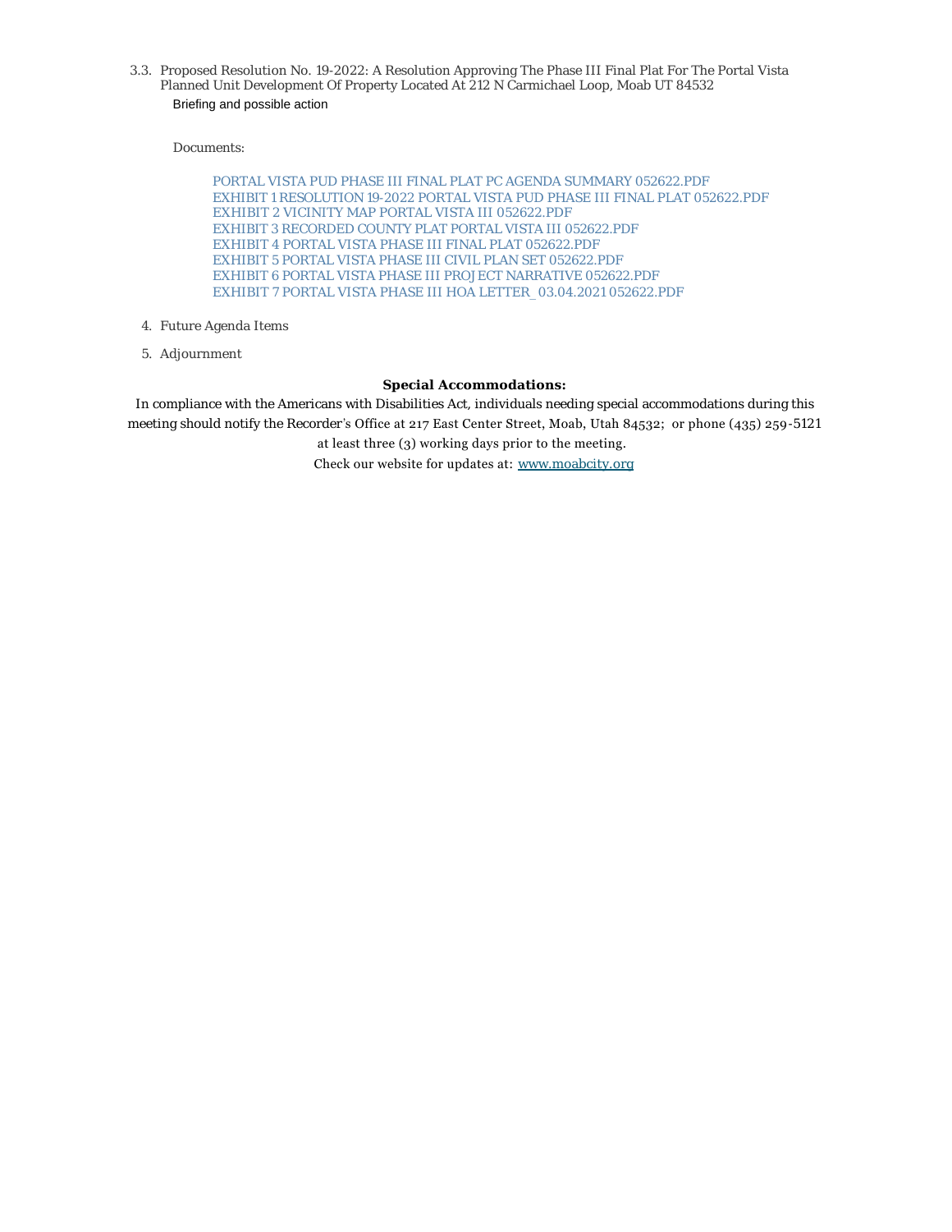3.3. Proposed Resolution No. 19-2022: A Resolution Approving The Phase III Final Plat For The Portal Vista Planned Unit Development Of Property Located At 212 N Carmichael Loop, Moab UT 84532

Briefing and possible action

Documents:

- PORTAL VISTA PUD PHASE III FINAL PLAT PC AGENDA SUMMARY 052622.PDF
- EXHIBIT 1 RESOLUTION 19-2022 PORTAL VISTA PUD PHASE III FINAL PLAT 052622.PDF
- EXHIBIT 2 VICINITY MAP PORTAL VISTA III 052622.PDF
- EXHIBIT 3 RECORDED COUNTY PLAT PORTAL VISTA III 052622.PDF
- EXHIBIT 4 PORTAL VISTA PHASE III FINAL PLAT 052622.PDF
- EXHIBIT 5 PORTAL VISTA PHASE III CIVIL PLAN SET 052622.PDF
- EXHIBIT 6 PORTAL VISTA PHASE III PROJECT NARRATIVE 052622.PDF
- EXHIBIT 7 PORTAL VISTA PHASE III HOA LETTER_ 03.04.2021 052622.PDF

4. Future Agenda Items

5. Adjournment

**Special Accommodations:**

In compliance with the Americans with Disabilities Act, individuals needing special accommodations during this meeting should notify the Recorder's Office at 217 East Center Street, Moab, Utah 84532; or phone (435) 259-5121 at least three (3) working days prior to the meeting.

Check our website for updates at: www.moabcity.org